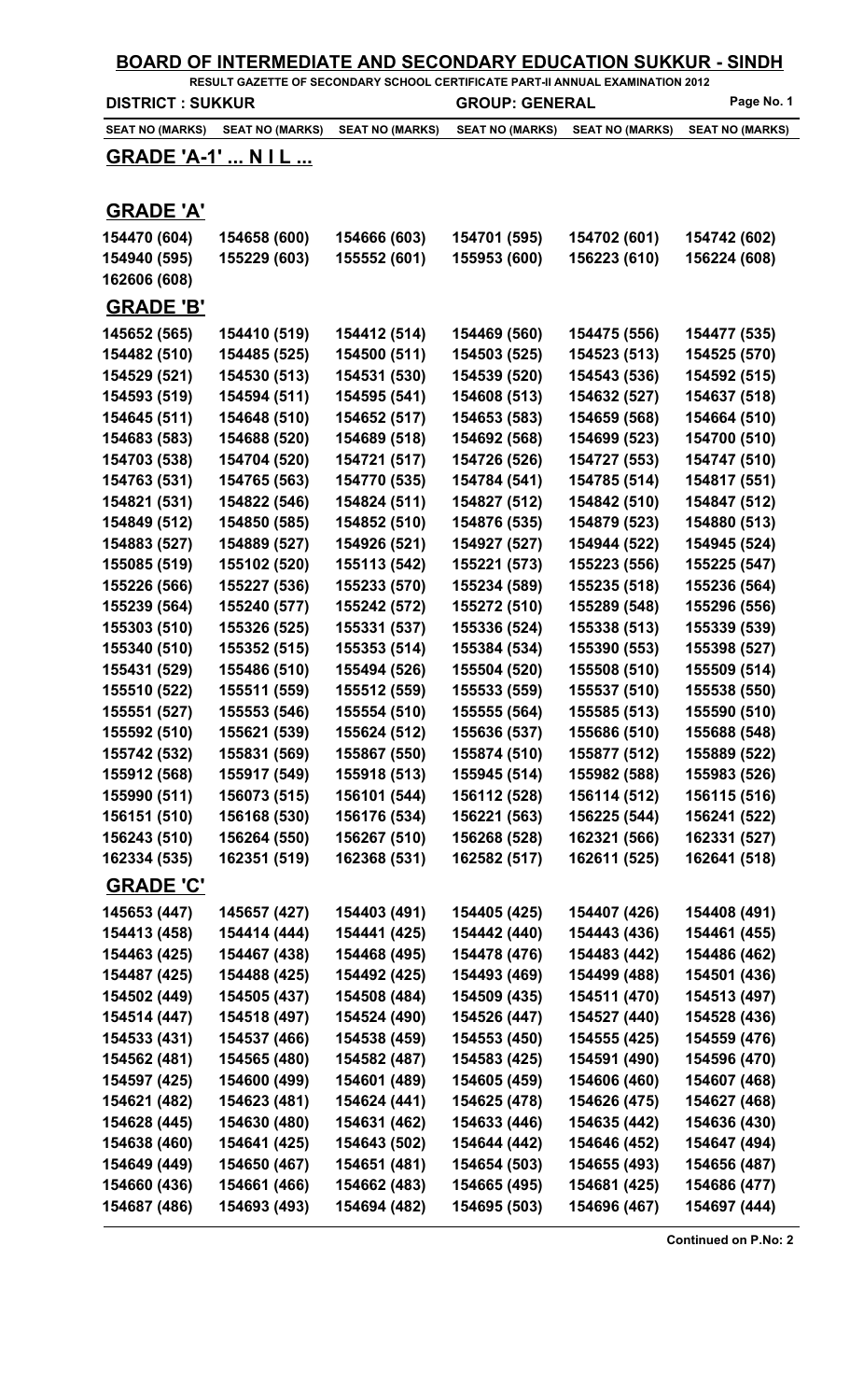# BOARD OF INTERMEDIATE AND SECONDARY EDUCATION SUKKUR - SINDH

**RESULT GAZETTE OF SECONDARY SCHOOL CERTIFICATE PART-II ANNUAL EXAMINATION 2012**

**DISTRICT : SUKKUR** | **GROUP: GENERAL**

| SEAT NO (MARKS) | SEAT NO (MARKS) | SEAT NO (MARKS) | SEAT NO (MARKS) | SEAT NO (MARKS) | SEAT NO (MARKS) |
|---|---|---|---|---|---|

## GRADE 'A-1' ... N I L ...

## GRADE 'A'

| | | | | | |
|---|---|---|---|---|---|
| 154470 (604) | 154658 (600) | 154666 (603) | 154701 (595) | 154702 (601) | 154742 (602) |
| 154940 (595) | 155229 (603) | 155552 (601) | 155953 (600) | 156223 (610) | 156224 (608) |
| 162606 (608) | | | | | |

## GRADE 'B'

| | | | | | |
|---|---|---|---|---|---|
| 145652 (565) | 154410 (519) | 154412 (514) | 154469 (560) | 154475 (556) | 154477 (535) |
| 154482 (510) | 154485 (525) | 154500 (511) | 154503 (525) | 154523 (513) | 154525 (570) |
| 154529 (521) | 154530 (513) | 154531 (530) | 154539 (520) | 154543 (536) | 154592 (515) |
| 154593 (519) | 154594 (511) | 154595 (541) | 154608 (513) | 154632 (527) | 154637 (518) |
| 154645 (511) | 154648 (510) | 154652 (517) | 154653 (583) | 154659 (568) | 154664 (510) |
| 154683 (583) | 154688 (520) | 154689 (518) | 154692 (568) | 154699 (523) | 154700 (510) |
| 154703 (538) | 154704 (520) | 154721 (517) | 154726 (526) | 154727 (553) | 154747 (510) |
| 154763 (531) | 154765 (563) | 154770 (535) | 154784 (541) | 154785 (514) | 154817 (551) |
| 154821 (531) | 154822 (546) | 154824 (511) | 154827 (512) | 154842 (510) | 154847 (512) |
| 154849 (512) | 154850 (585) | 154852 (510) | 154876 (535) | 154879 (523) | 154880 (513) |
| 154883 (527) | 154889 (527) | 154926 (521) | 154927 (527) | 154944 (522) | 154945 (524) |
| 155085 (519) | 155102 (520) | 155113 (542) | 155221 (573) | 155223 (556) | 155225 (547) |
| 155226 (566) | 155227 (536) | 155233 (570) | 155234 (589) | 155235 (518) | 155236 (564) |
| 155239 (564) | 155240 (577) | 155242 (572) | 155272 (510) | 155289 (548) | 155296 (556) |
| 155303 (510) | 155326 (525) | 155331 (537) | 155336 (524) | 155338 (513) | 155339 (539) |
| 155340 (510) | 155352 (515) | 155353 (514) | 155384 (534) | 155390 (553) | 155398 (527) |
| 155431 (529) | 155486 (510) | 155494 (526) | 155504 (520) | 155508 (510) | 155509 (514) |
| 155510 (522) | 155511 (559) | 155512 (559) | 155533 (559) | 155537 (510) | 155538 (550) |
| 155551 (527) | 155553 (546) | 155554 (510) | 155555 (564) | 155585 (513) | 155590 (510) |
| 155592 (510) | 155621 (539) | 155624 (512) | 155636 (537) | 155686 (510) | 155688 (548) |
| 155742 (532) | 155831 (569) | 155867 (550) | 155874 (510) | 155877 (512) | 155889 (522) |
| 155912 (568) | 155917 (549) | 155918 (513) | 155945 (514) | 155982 (588) | 155983 (526) |
| 155990 (511) | 156073 (515) | 156101 (544) | 156112 (528) | 156114 (512) | 156115 (516) |
| 156151 (510) | 156168 (530) | 156176 (534) | 156221 (563) | 156225 (544) | 156241 (522) |
| 156243 (510) | 156264 (550) | 156267 (510) | 156268 (528) | 162321 (566) | 162331 (527) |
| 162334 (535) | 162351 (519) | 162368 (531) | 162582 (517) | 162611 (525) | 162641 (518) |

## GRADE 'C'

| | | | | | |
|---|---|---|---|---|---|
| 145653 (447) | 145657 (427) | 154403 (491) | 154405 (425) | 154407 (426) | 154408 (491) |
| 154413 (458) | 154414 (444) | 154441 (425) | 154442 (440) | 154443 (436) | 154461 (455) |
| 154463 (425) | 154467 (438) | 154468 (495) | 154478 (476) | 154483 (442) | 154486 (462) |
| 154487 (425) | 154488 (425) | 154492 (425) | 154493 (469) | 154499 (488) | 154501 (436) |
| 154502 (449) | 154505 (437) | 154508 (484) | 154509 (435) | 154511 (470) | 154513 (497) |
| 154514 (447) | 154518 (497) | 154524 (490) | 154526 (447) | 154527 (440) | 154528 (436) |
| 154533 (431) | 154537 (466) | 154538 (459) | 154553 (450) | 154555 (425) | 154559 (476) |
| 154562 (481) | 154565 (480) | 154582 (487) | 154583 (425) | 154591 (490) | 154596 (470) |
| 154597 (425) | 154600 (499) | 154601 (489) | 154605 (459) | 154606 (460) | 154607 (468) |
| 154621 (482) | 154623 (481) | 154624 (441) | 154625 (478) | 154626 (475) | 154627 (468) |
| 154628 (445) | 154630 (480) | 154631 (462) | 154633 (446) | 154635 (442) | 154636 (430) |
| 154638 (460) | 154641 (425) | 154643 (502) | 154644 (442) | 154646 (452) | 154647 (494) |
| 154649 (449) | 154650 (467) | 154651 (481) | 154654 (503) | 154655 (493) | 154656 (487) |
| 154660 (436) | 154661 (466) | 154662 (483) | 154665 (495) | 154681 (425) | 154686 (477) |
| 154687 (486) | 154693 (493) | 154694 (482) | 154695 (503) | 154696 (467) | 154697 (444) |

**Continued on P.No: 2**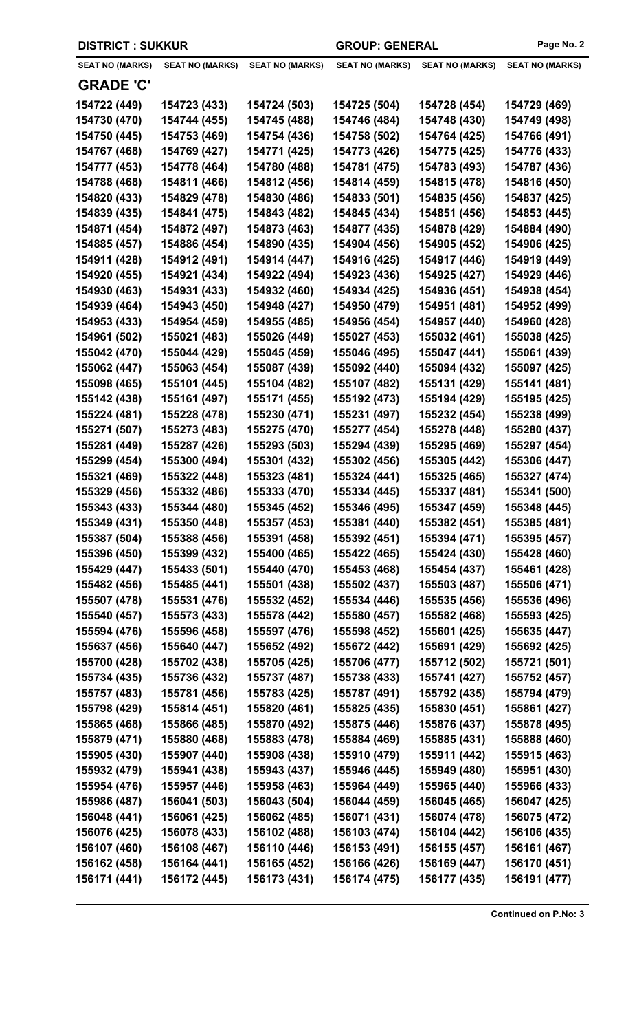**DISTRICT : SUKKUR** **GROUP: GENERAL**

| SEAT NO (MARKS) | SEAT NO (MARKS) | SEAT NO (MARKS) | SEAT NO (MARKS) | SEAT NO (MARKS) | SEAT NO (MARKS) |
|---|---|---|---|---|---|

## GRADE 'C'

| SEAT NO (MARKS) | SEAT NO (MARKS) | SEAT NO (MARKS) | SEAT NO (MARKS) | SEAT NO (MARKS) | SEAT NO (MARKS) |
|---|---|---|---|---|---|
| 154722 (449) | 154723 (433) | 154724 (503) | 154725 (504) | 154728 (454) | 154729 (469) |
| 154730 (470) | 154744 (455) | 154745 (488) | 154746 (484) | 154748 (430) | 154749 (498) |
| 154750 (445) | 154753 (469) | 154754 (436) | 154758 (502) | 154764 (425) | 154766 (491) |
| 154767 (468) | 154769 (427) | 154771 (425) | 154773 (426) | 154775 (425) | 154776 (433) |
| 154777 (453) | 154778 (464) | 154780 (488) | 154781 (475) | 154783 (493) | 154787 (436) |
| 154788 (468) | 154811 (466) | 154812 (456) | 154814 (459) | 154815 (478) | 154816 (450) |
| 154820 (433) | 154829 (478) | 154830 (486) | 154833 (501) | 154835 (456) | 154837 (425) |
| 154839 (435) | 154841 (475) | 154843 (482) | 154845 (434) | 154851 (456) | 154853 (445) |
| 154871 (454) | 154872 (497) | 154873 (463) | 154877 (435) | 154878 (429) | 154884 (490) |
| 154885 (457) | 154886 (454) | 154890 (435) | 154904 (456) | 154905 (452) | 154906 (425) |
| 154911 (428) | 154912 (491) | 154914 (447) | 154916 (425) | 154917 (446) | 154919 (449) |
| 154920 (455) | 154921 (434) | 154922 (494) | 154923 (436) | 154925 (427) | 154929 (446) |
| 154930 (463) | 154931 (433) | 154932 (460) | 154934 (425) | 154936 (451) | 154938 (454) |
| 154939 (464) | 154943 (450) | 154948 (427) | 154950 (479) | 154951 (481) | 154952 (499) |
| 154953 (433) | 154954 (459) | 154955 (485) | 154956 (454) | 154957 (440) | 154960 (428) |
| 154961 (502) | 155021 (483) | 155026 (449) | 155027 (453) | 155032 (461) | 155038 (425) |
| 155042 (470) | 155044 (429) | 155045 (459) | 155046 (495) | 155047 (441) | 155061 (439) |
| 155062 (447) | 155063 (454) | 155087 (439) | 155092 (440) | 155094 (432) | 155097 (425) |
| 155098 (465) | 155101 (445) | 155104 (482) | 155107 (482) | 155131 (429) | 155141 (481) |
| 155142 (438) | 155161 (497) | 155171 (455) | 155192 (473) | 155194 (429) | 155195 (425) |
| 155224 (481) | 155228 (478) | 155230 (471) | 155231 (497) | 155232 (454) | 155238 (499) |
| 155271 (507) | 155273 (483) | 155275 (470) | 155277 (454) | 155278 (448) | 155280 (437) |
| 155281 (449) | 155287 (426) | 155293 (503) | 155294 (439) | 155295 (469) | 155297 (454) |
| 155299 (454) | 155300 (494) | 155301 (432) | 155302 (456) | 155305 (442) | 155306 (447) |
| 155321 (469) | 155322 (448) | 155323 (481) | 155324 (441) | 155325 (465) | 155327 (474) |
| 155329 (456) | 155332 (486) | 155333 (470) | 155334 (445) | 155337 (481) | 155341 (500) |
| 155343 (433) | 155344 (480) | 155345 (452) | 155346 (495) | 155347 (459) | 155348 (445) |
| 155349 (431) | 155350 (448) | 155357 (453) | 155381 (440) | 155382 (451) | 155385 (481) |
| 155387 (504) | 155388 (456) | 155391 (458) | 155392 (451) | 155394 (471) | 155395 (457) |
| 155396 (450) | 155399 (432) | 155400 (465) | 155422 (465) | 155424 (430) | 155428 (460) |
| 155429 (447) | 155433 (501) | 155440 (470) | 155453 (468) | 155454 (437) | 155461 (428) |
| 155482 (456) | 155485 (441) | 155501 (438) | 155502 (437) | 155503 (487) | 155506 (471) |
| 155507 (478) | 155531 (476) | 155532 (452) | 155534 (446) | 155535 (456) | 155536 (496) |
| 155540 (457) | 155573 (433) | 155578 (442) | 155580 (457) | 155582 (468) | 155593 (425) |
| 155594 (476) | 155596 (458) | 155597 (476) | 155598 (452) | 155601 (425) | 155635 (447) |
| 155637 (456) | 155640 (447) | 155652 (492) | 155672 (442) | 155691 (429) | 155692 (425) |
| 155700 (428) | 155702 (438) | 155705 (425) | 155706 (477) | 155712 (502) | 155721 (501) |
| 155734 (435) | 155736 (432) | 155737 (487) | 155738 (433) | 155741 (427) | 155752 (457) |
| 155757 (483) | 155781 (456) | 155783 (425) | 155787 (491) | 155792 (435) | 155794 (479) |
| 155798 (429) | 155814 (451) | 155820 (461) | 155825 (435) | 155830 (451) | 155861 (427) |
| 155865 (468) | 155866 (485) | 155870 (492) | 155875 (446) | 155876 (437) | 155878 (495) |
| 155879 (471) | 155880 (468) | 155883 (478) | 155884 (469) | 155885 (431) | 155888 (460) |
| 155905 (430) | 155907 (440) | 155908 (438) | 155910 (479) | 155911 (442) | 155915 (463) |
| 155932 (479) | 155941 (438) | 155943 (437) | 155946 (445) | 155949 (480) | 155951 (430) |
| 155954 (476) | 155957 (446) | 155958 (463) | 155964 (449) | 155965 (440) | 155966 (433) |
| 155986 (487) | 156041 (503) | 156043 (504) | 156044 (459) | 156045 (465) | 156047 (425) |
| 156048 (441) | 156061 (425) | 156062 (485) | 156071 (431) | 156074 (478) | 156075 (472) |
| 156076 (425) | 156078 (433) | 156102 (488) | 156103 (474) | 156104 (442) | 156106 (435) |
| 156107 (460) | 156108 (467) | 156110 (446) | 156153 (491) | 156155 (457) | 156161 (467) |
| 156162 (458) | 156164 (441) | 156165 (452) | 156166 (426) | 156169 (447) | 156170 (451) |
| 156171 (441) | 156172 (445) | 156173 (431) | 156174 (475) | 156177 (435) | 156191 (477) |

**Continued on P.No: 3**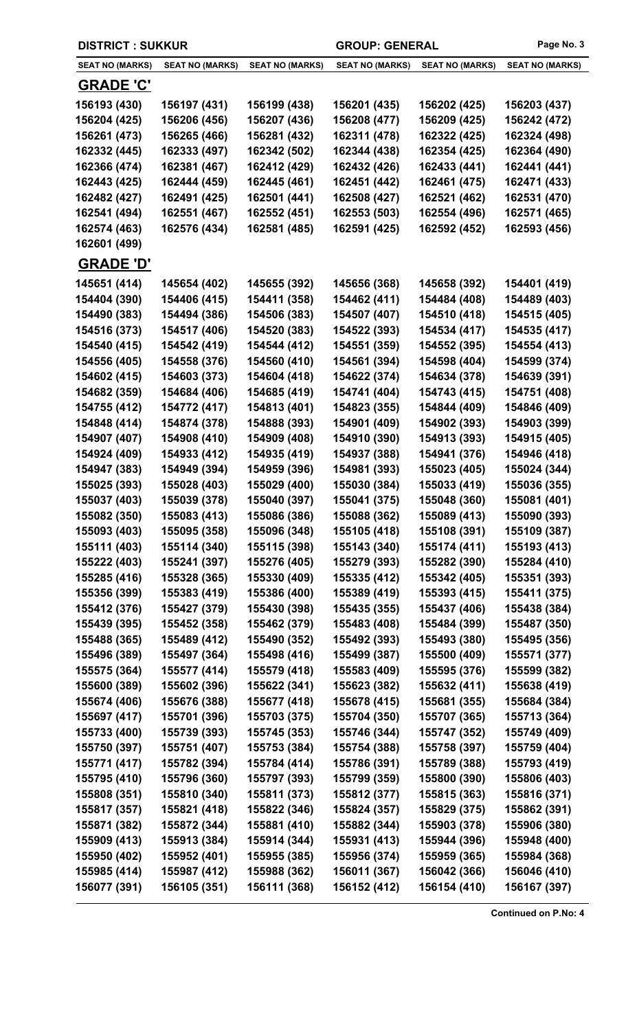**DISTRICT : SUKKUR** **GROUP: GENERAL**

| SEAT NO (MARKS) | SEAT NO (MARKS) | SEAT NO (MARKS) | SEAT NO (MARKS) | SEAT NO (MARKS) | SEAT NO (MARKS) |
|---|---|---|---|---|---|

## GRADE 'C'

| | | | | | |
|---|---|---|---|---|---|
| 156193 (430) | 156197 (431) | 156199 (438) | 156201 (435) | 156202 (425) | 156203 (437) |
| 156204 (425) | 156206 (456) | 156207 (436) | 156208 (477) | 156209 (425) | 156242 (472) |
| 156261 (473) | 156265 (466) | 156281 (432) | 162311 (478) | 162322 (425) | 162324 (498) |
| 162332 (445) | 162333 (497) | 162342 (502) | 162344 (438) | 162354 (425) | 162364 (490) |
| 162366 (474) | 162381 (467) | 162412 (429) | 162432 (426) | 162433 (441) | 162441 (441) |
| 162443 (425) | 162444 (459) | 162445 (461) | 162451 (442) | 162461 (475) | 162471 (433) |
| 162482 (427) | 162491 (425) | 162501 (441) | 162508 (427) | 162521 (462) | 162531 (470) |
| 162541 (494) | 162551 (467) | 162552 (451) | 162553 (503) | 162554 (496) | 162571 (465) |
| 162574 (463) | 162576 (434) | 162581 (485) | 162591 (425) | 162592 (452) | 162593 (456) |
| 162601 (499) | | | | | |

## GRADE 'D'

| | | | | | |
|---|---|---|---|---|---|
| 145651 (414) | 145654 (402) | 145655 (392) | 145656 (368) | 145658 (392) | 154401 (419) |
| 154404 (390) | 154406 (415) | 154411 (358) | 154462 (411) | 154484 (408) | 154489 (403) |
| 154490 (383) | 154494 (386) | 154506 (383) | 154507 (407) | 154510 (418) | 154515 (405) |
| 154516 (373) | 154517 (406) | 154520 (383) | 154522 (393) | 154534 (417) | 154535 (417) |
| 154540 (415) | 154542 (419) | 154544 (412) | 154551 (359) | 154552 (395) | 154554 (413) |
| 154556 (405) | 154558 (376) | 154560 (410) | 154561 (394) | 154598 (404) | 154599 (374) |
| 154602 (415) | 154603 (373) | 154604 (418) | 154622 (374) | 154634 (378) | 154639 (391) |
| 154682 (359) | 154684 (406) | 154685 (419) | 154741 (404) | 154743 (415) | 154751 (408) |
| 154755 (412) | 154772 (417) | 154813 (401) | 154823 (355) | 154844 (409) | 154846 (409) |
| 154848 (414) | 154874 (378) | 154888 (393) | 154901 (409) | 154902 (393) | 154903 (399) |
| 154907 (407) | 154908 (410) | 154909 (408) | 154910 (390) | 154913 (393) | 154915 (405) |
| 154924 (409) | 154933 (412) | 154935 (419) | 154937 (388) | 154941 (376) | 154946 (418) |
| 154947 (383) | 154949 (394) | 154959 (396) | 154981 (393) | 155023 (405) | 155024 (344) |
| 155025 (393) | 155028 (403) | 155029 (400) | 155030 (384) | 155033 (419) | 155036 (355) |
| 155037 (403) | 155039 (378) | 155040 (397) | 155041 (375) | 155048 (360) | 155081 (401) |
| 155082 (350) | 155083 (413) | 155086 (386) | 155088 (362) | 155089 (413) | 155090 (393) |
| 155093 (403) | 155095 (358) | 155096 (348) | 155105 (418) | 155108 (391) | 155109 (387) |
| 155111 (403) | 155114 (340) | 155115 (398) | 155143 (340) | 155174 (411) | 155193 (413) |
| 155222 (403) | 155241 (397) | 155276 (405) | 155279 (393) | 155282 (390) | 155284 (410) |
| 155285 (416) | 155328 (365) | 155330 (409) | 155335 (412) | 155342 (405) | 155351 (393) |
| 155356 (399) | 155383 (419) | 155386 (400) | 155389 (419) | 155393 (415) | 155411 (375) |
| 155412 (376) | 155427 (379) | 155430 (398) | 155435 (355) | 155437 (406) | 155438 (384) |
| 155439 (395) | 155452 (358) | 155462 (379) | 155483 (408) | 155484 (399) | 155487 (350) |
| 155488 (365) | 155489 (412) | 155490 (352) | 155492 (393) | 155493 (380) | 155495 (356) |
| 155496 (389) | 155497 (364) | 155498 (416) | 155499 (387) | 155500 (409) | 155571 (377) |
| 155575 (364) | 155577 (414) | 155579 (418) | 155583 (409) | 155595 (376) | 155599 (382) |
| 155600 (389) | 155602 (396) | 155622 (341) | 155623 (382) | 155632 (411) | 155638 (419) |
| 155674 (406) | 155676 (388) | 155677 (418) | 155678 (415) | 155681 (355) | 155684 (384) |
| 155697 (417) | 155701 (396) | 155703 (375) | 155704 (350) | 155707 (365) | 155713 (364) |
| 155733 (400) | 155739 (393) | 155745 (353) | 155746 (344) | 155747 (352) | 155749 (409) |
| 155750 (397) | 155751 (407) | 155753 (384) | 155754 (388) | 155758 (397) | 155759 (404) |
| 155771 (417) | 155782 (394) | 155784 (414) | 155786 (391) | 155789 (388) | 155793 (419) |
| 155795 (410) | 155796 (360) | 155797 (393) | 155799 (359) | 155800 (390) | 155806 (403) |
| 155808 (351) | 155810 (340) | 155811 (373) | 155812 (377) | 155815 (363) | 155816 (371) |
| 155817 (357) | 155821 (418) | 155822 (346) | 155824 (357) | 155829 (375) | 155862 (391) |
| 155871 (382) | 155872 (344) | 155881 (410) | 155882 (344) | 155903 (378) | 155906 (380) |
| 155909 (413) | 155913 (384) | 155914 (344) | 155931 (413) | 155944 (396) | 155948 (400) |
| 155950 (402) | 155952 (401) | 155955 (385) | 155956 (374) | 155959 (365) | 155984 (368) |
| 155985 (414) | 155987 (412) | 155988 (362) | 156011 (367) | 156042 (366) | 156046 (410) |
| 156077 (391) | 156105 (351) | 156111 (368) | 156152 (412) | 156154 (410) | 156167 (397) |

**Continued on P.No: 4**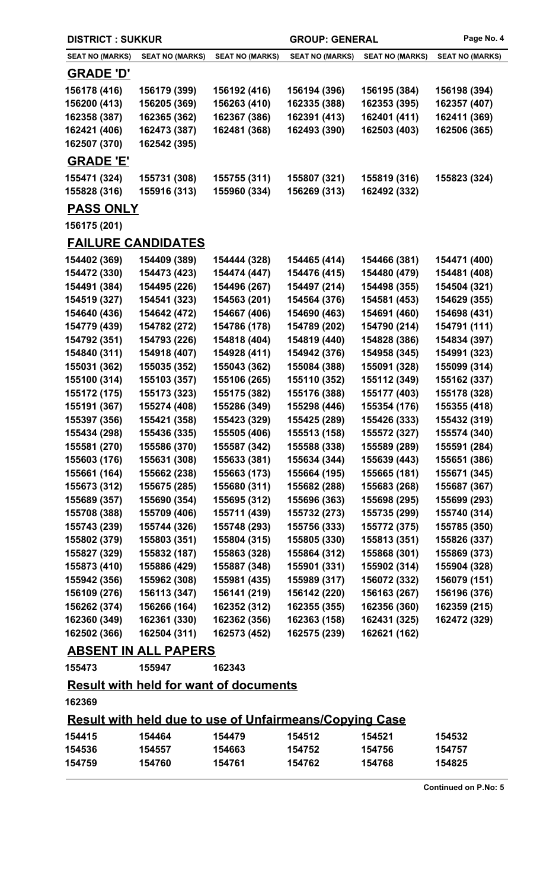| DISTRICT : SUKKUR | | | GROUP: GENERAL | | |
|---|---|---|---|---|---|
| SEAT NO (MARKS) | SEAT NO (MARKS) | SEAT NO (MARKS) | SEAT NO (MARKS) | SEAT NO (MARKS) | SEAT NO (MARKS) |

## GRADE 'D'

| | | | | | |
|---|---|---|---|---|---|
| 156178 (416) | 156179 (399) | 156192 (416) | 156194 (396) | 156195 (384) | 156198 (394) |
| 156200 (413) | 156205 (369) | 156263 (410) | 162335 (388) | 162353 (395) | 162357 (407) |
| 162358 (387) | 162365 (362) | 162367 (386) | 162391 (413) | 162401 (411) | 162411 (369) |
| 162421 (406) | 162473 (387) | 162481 (368) | 162493 (390) | 162503 (403) | 162506 (365) |
| 162507 (370) | 162542 (395) | | | | |

## GRADE 'E'

| | | | | | |
|---|---|---|---|---|---|
| 155471 (324) | 155731 (308) | 155755 (311) | 155807 (321) | 155819 (316) | 155823 (324) |
| 155828 (316) | 155916 (313) | 155960 (334) | 156269 (313) | 162492 (332) | |

## PASS ONLY

156175 (201)

## FAILURE CANDIDATES

| | | | | | |
|---|---|---|---|---|---|
| 154402 (369) | 154409 (389) | 154444 (328) | 154465 (414) | 154466 (381) | 154471 (400) |
| 154472 (330) | 154473 (423) | 154474 (447) | 154476 (415) | 154480 (479) | 154481 (408) |
| 154491 (384) | 154495 (226) | 154496 (267) | 154497 (214) | 154498 (355) | 154504 (321) |
| 154519 (327) | 154541 (323) | 154563 (201) | 154564 (376) | 154581 (453) | 154629 (355) |
| 154640 (436) | 154642 (472) | 154667 (406) | 154690 (463) | 154691 (460) | 154698 (431) |
| 154779 (439) | 154782 (272) | 154786 (178) | 154789 (202) | 154790 (214) | 154791 (111) |
| 154792 (351) | 154793 (226) | 154818 (404) | 154819 (440) | 154828 (386) | 154834 (397) |
| 154840 (311) | 154918 (407) | 154928 (411) | 154942 (376) | 154958 (345) | 154991 (323) |
| 155031 (362) | 155035 (352) | 155043 (362) | 155084 (388) | 155091 (328) | 155099 (314) |
| 155100 (314) | 155103 (357) | 155106 (265) | 155110 (352) | 155112 (349) | 155162 (337) |
| 155172 (175) | 155173 (323) | 155175 (382) | 155176 (388) | 155177 (403) | 155178 (328) |
| 155191 (367) | 155274 (408) | 155286 (349) | 155298 (446) | 155354 (176) | 155355 (418) |
| 155397 (356) | 155421 (358) | 155423 (329) | 155425 (289) | 155426 (333) | 155432 (319) |
| 155434 (298) | 155436 (335) | 155505 (406) | 155513 (158) | 155572 (327) | 155574 (340) |
| 155581 (270) | 155586 (370) | 155587 (342) | 155588 (338) | 155589 (289) | 155591 (284) |
| 155603 (176) | 155631 (308) | 155633 (381) | 155634 (344) | 155639 (443) | 155651 (386) |
| 155661 (164) | 155662 (238) | 155663 (173) | 155664 (195) | 155665 (181) | 155671 (345) |
| 155673 (312) | 155675 (285) | 155680 (311) | 155682 (288) | 155683 (268) | 155687 (367) |
| 155689 (357) | 155690 (354) | 155695 (312) | 155696 (363) | 155698 (295) | 155699 (293) |
| 155708 (388) | 155709 (406) | 155711 (439) | 155732 (273) | 155735 (299) | 155740 (314) |
| 155743 (239) | 155744 (326) | 155748 (293) | 155756 (333) | 155772 (375) | 155785 (350) |
| 155802 (379) | 155803 (351) | 155804 (315) | 155805 (330) | 155813 (351) | 155826 (337) |
| 155827 (329) | 155832 (187) | 155863 (328) | 155864 (312) | 155868 (301) | 155869 (373) |
| 155873 (410) | 155886 (429) | 155887 (348) | 155901 (331) | 155902 (314) | 155904 (328) |
| 155942 (356) | 155962 (308) | 155981 (435) | 155989 (317) | 156072 (332) | 156079 (151) |
| 156109 (276) | 156113 (347) | 156141 (219) | 156142 (220) | 156163 (267) | 156196 (376) |
| 156262 (374) | 156266 (164) | 162352 (312) | 162355 (355) | 162356 (360) | 162359 (215) |
| 162360 (349) | 162361 (330) | 162362 (356) | 162363 (158) | 162431 (325) | 162472 (329) |
| 162502 (366) | 162504 (311) | 162573 (452) | 162575 (239) | 162621 (162) | |

## ABSENT IN ALL PAPERS

| | | |
|---|---|---|
| 155473 | 155947 | 162343 |

## Result with held for want of documents

162369

## Result with held due to use of Unfairmeans/Copying Case

| | | | | | |
|---|---|---|---|---|---|
| 154415 | 154464 | 154479 | 154512 | 154521 | 154532 |
| 154536 | 154557 | 154663 | 154752 | 154756 | 154757 |
| 154759 | 154760 | 154761 | 154762 | 154768 | 154825 |

Continued on P.No: 5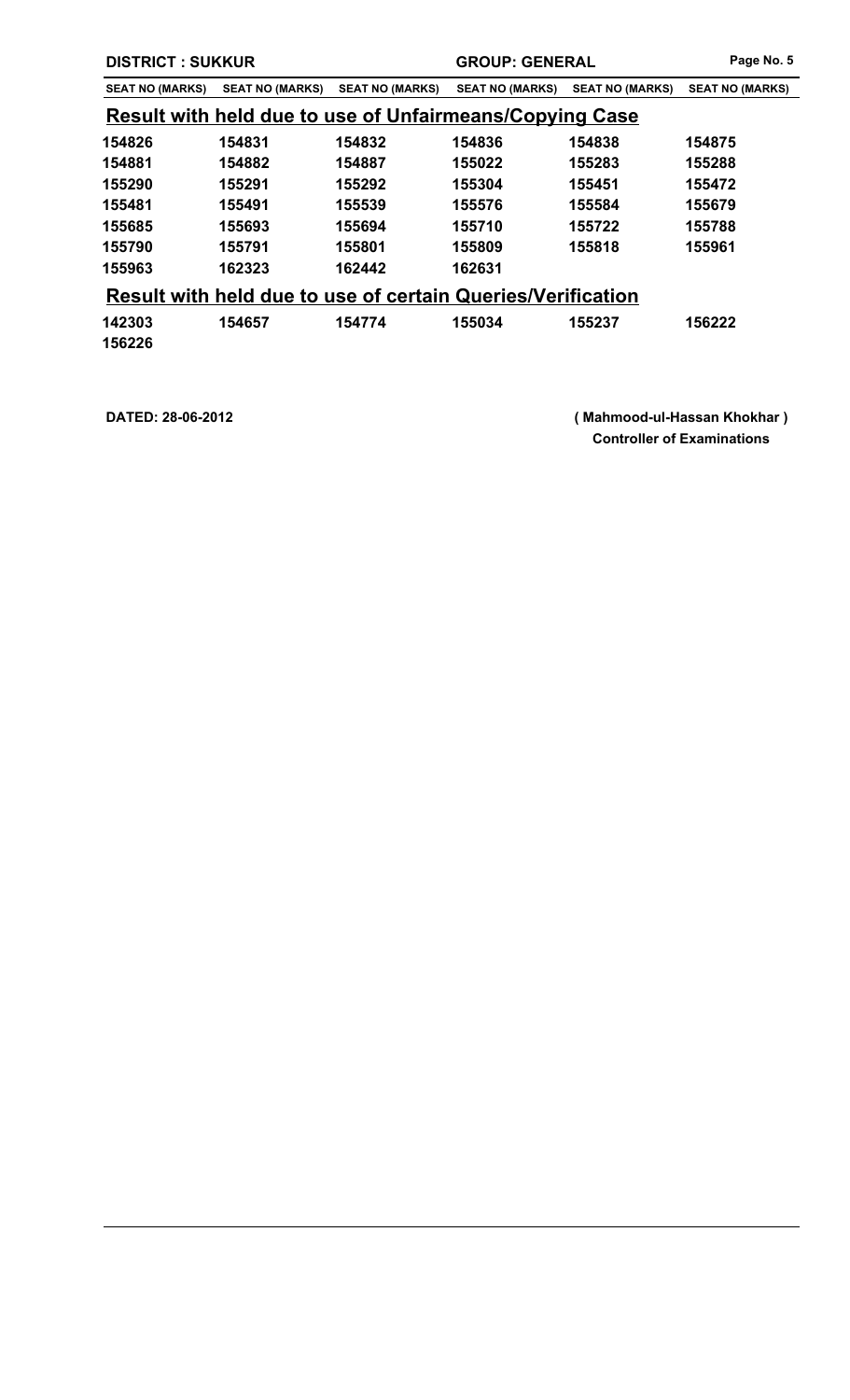**DISTRICT : SUKKUR** **GROUP: GENERAL**

| SEAT NO (MARKS) | SEAT NO (MARKS) | SEAT NO (MARKS) | SEAT NO (MARKS) | SEAT NO (MARKS) | SEAT NO (MARKS) |
|---|---|---|---|---|---|

## Result with held due to use of Unfairmeans/Copying Case

| | | | | | |
|---|---|---|---|---|---|
| 154826 | 154831 | 154832 | 154836 | 154838 | 154875 |
| 154881 | 154882 | 154887 | 155022 | 155283 | 155288 |
| 155290 | 155291 | 155292 | 155304 | 155451 | 155472 |
| 155481 | 155491 | 155539 | 155576 | 155584 | 155679 |
| 155685 | 155693 | 155694 | 155710 | 155722 | 155788 |
| 155790 | 155791 | 155801 | 155809 | 155818 | 155961 |
| 155963 | 162323 | 162442 | 162631 | | |

## Result with held due to use of certain Queries/Verification

| | | | | | |
|---|---|---|---|---|---|
| 142303 | 154657 | 154774 | 155034 | 155237 | 156222 |
| 156226 | | | | | |

**DATED: 28-06-2012**

**( Mahmood-ul-Hassan Khokhar )**
**Controller of Examinations**